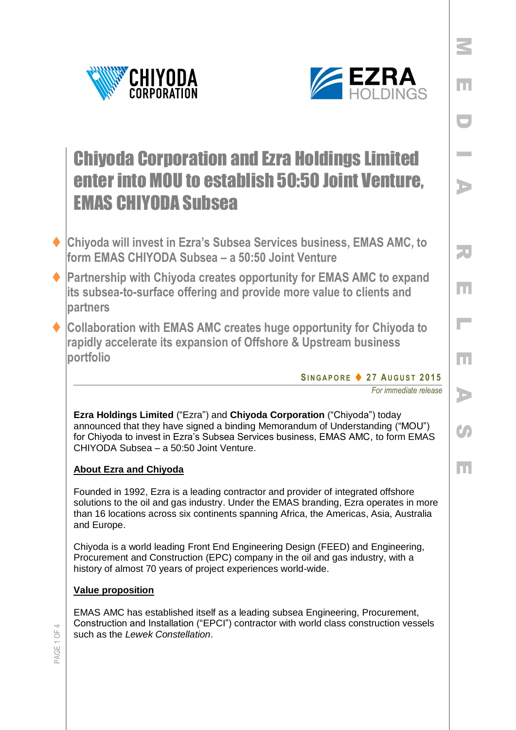# Chiyoda Corporation and Ezra Holdings Limited enter into MOU to establish 50:50 Joint Venture, EMAS CHIYODA Subsea

- Chiyoda will invest in Ezra's Subsea Services business, EMAS AMC, to form EMAS CHIYODA Subsea – a 50:50 Joint Venture
- Partnership with Chiyoda creates opportunity for EMAS AMC to expand its subsea-to-surface offering and provide more value to clients and partners
- Collaboration with EMAS AMC creates huge opportunity for Chiyoda to rapidly accelerate its expansion of Offshore & Upstream business portfolio

**SINGAPORE ♦ 27 AUGUST 2015**

*For immediate release*

**Ezra Holdings Limited** ("Ezra") and **Chiyoda Corporation** ("Chiyoda") today announced that they have signed a binding Memorandum of Understanding ("MOU") for Chiyoda to invest in Ezra's Subsea Services business, EMAS AMC, to form EMAS CHIYODA Subsea – a 50:50 Joint Venture.

**About Ezra and Chiyoda**

Founded in 1992, Ezra is a leading contractor and provider of integrated offshore solutions to the oil and gas industry. Under the EMAS branding, Ezra operates in more than 16 locations across six continents spanning Africa, the Americas, Asia, Australia and Europe.

Chiyoda is a world leading Front End Engineering Design (FEED) and Engineering, Procurement and Construction (EPC) company in the oil and gas industry, with a history of almost 70 years of project experiences world-wide.

**Value proposition**

EMAS AMC has established itself as a leading subsea Engineering, Procurement, Construction and Installation ("EPCI") contractor with world class construction vessels such as the *Lewek Constellation*.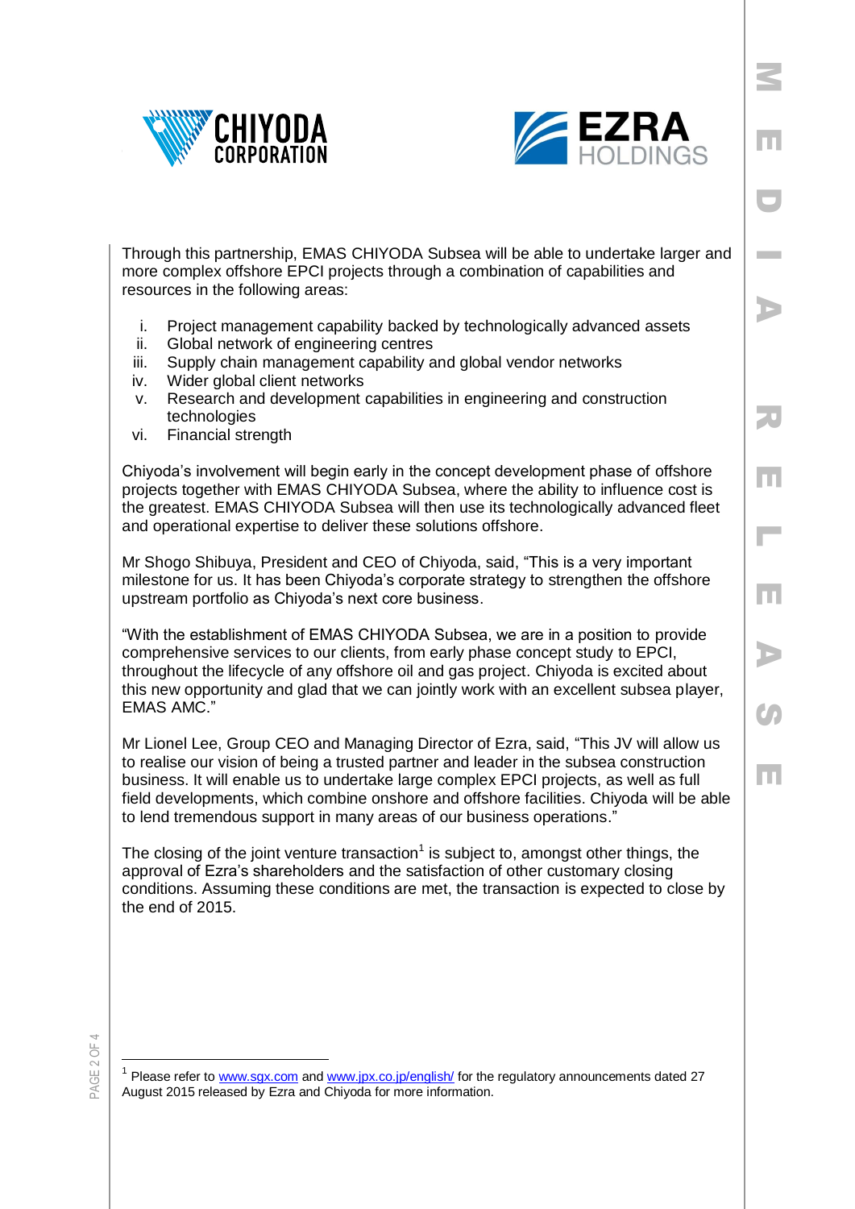Through this partnership, EMAS CHIYODA Subsea will be able to undertake larger and more complex offshore EPCI projects through a combination of capabilities and resources in the following areas:

i. Project management capability backed by technologically advanced assets
ii. Global network of engineering centres
iii. Supply chain management capability and global vendor networks
iv. Wider global client networks
v. Research and development capabilities in engineering and construction technologies
vi. Financial strength

Chiyoda's involvement will begin early in the concept development phase of offshore projects together with EMAS CHIYODA Subsea, where the ability to influence cost is the greatest. EMAS CHIYODA Subsea will then use its technologically advanced fleet and operational expertise to deliver these solutions offshore.

Mr Shogo Shibuya, President and CEO of Chiyoda, said, "This is a very important milestone for us. It has been Chiyoda's corporate strategy to strengthen the offshore upstream portfolio as Chiyoda's next core business.

"With the establishment of EMAS CHIYODA Subsea, we are in a position to provide comprehensive services to our clients, from early phase concept study to EPCI, throughout the lifecycle of any offshore oil and gas project. Chiyoda is excited about this new opportunity and glad that we can jointly work with an excellent subsea player, EMAS AMC."

Mr Lionel Lee, Group CEO and Managing Director of Ezra, said, "This JV will allow us to realise our vision of being a trusted partner and leader in the subsea construction business. It will enable us to undertake large complex EPCI projects, as well as full field developments, which combine onshore and offshore facilities. Chiyoda will be able to lend tremendous support in many areas of our business operations."

The closing of the joint venture transaction[1] is subject to, amongst other things, the approval of Ezra's shareholders and the satisfaction of other customary closing conditions. Assuming these conditions are met, the transaction is expected to close by the end of 2015.

---

[1] Please refer to www.sgx.com and www.jpx.co.jp/english/ for the regulatory announcements dated 27 August 2015 released by Ezra and Chiyoda for more information.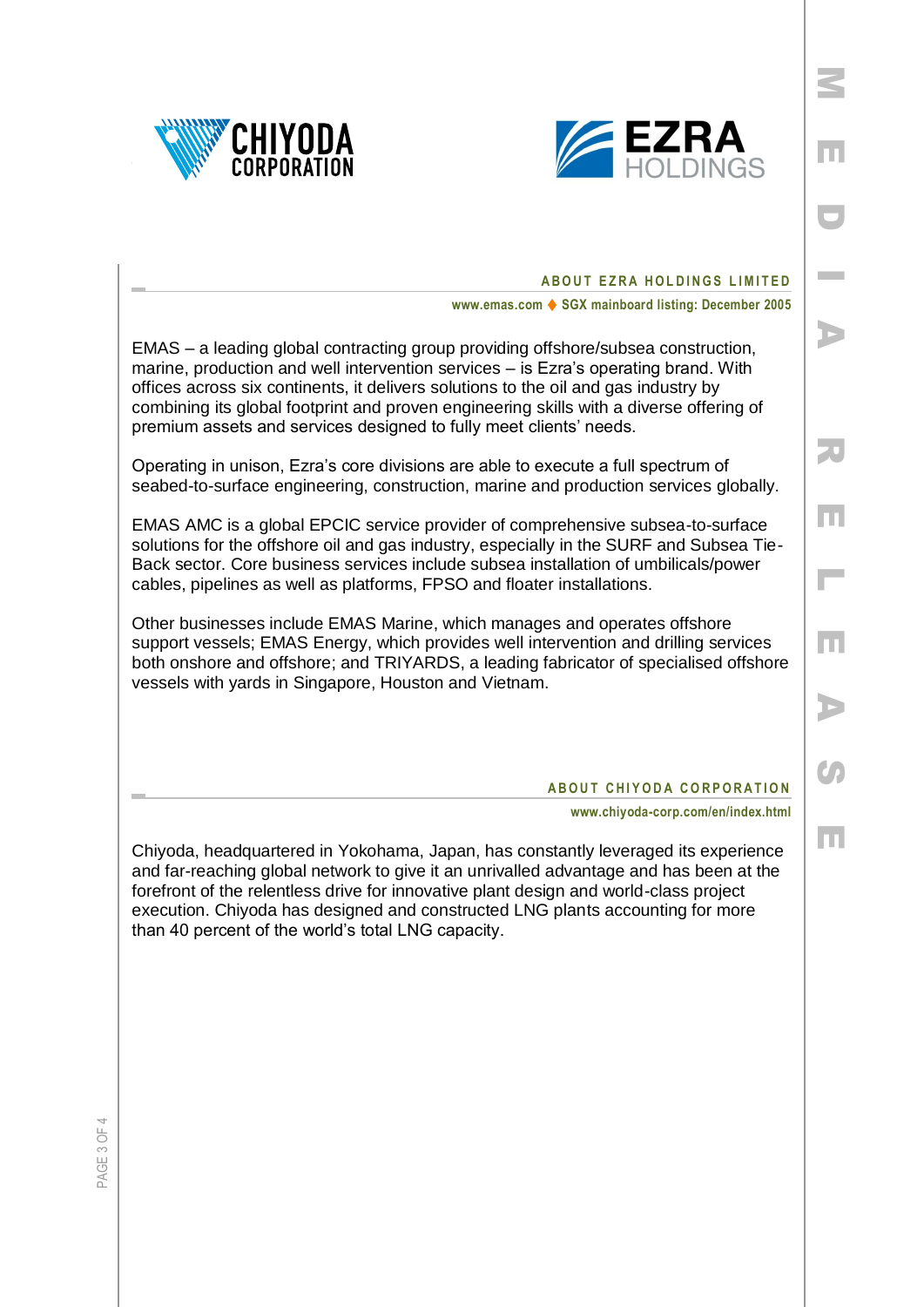## ABOUT EZRA HOLDINGS LIMITED

www.emas.com ♦ SGX mainboard listing: December 2005

EMAS – a leading global contracting group providing offshore/subsea construction, marine, production and well intervention services – is Ezra's operating brand. With offices across six continents, it delivers solutions to the oil and gas industry by combining its global footprint and proven engineering skills with a diverse offering of premium assets and services designed to fully meet clients' needs.

Operating in unison, Ezra's core divisions are able to execute a full spectrum of seabed-to-surface engineering, construction, marine and production services globally.

EMAS AMC is a global EPCIC service provider of comprehensive subsea-to-surface solutions for the offshore oil and gas industry, especially in the SURF and Subsea Tie-Back sector. Core business services include subsea installation of umbilicals/power cables, pipelines as well as platforms, FPSO and floater installations.

Other businesses include EMAS Marine, which manages and operates offshore support vessels; EMAS Energy, which provides well intervention and drilling services both onshore and offshore; and TRIYARDS, a leading fabricator of specialised offshore vessels with yards in Singapore, Houston and Vietnam.

## ABOUT CHIYODA CORPORATION

www.chiyoda-corp.com/en/index.html

Chiyoda, headquartered in Yokohama, Japan, has constantly leveraged its experience and far-reaching global network to give it an unrivalled advantage and has been at the forefront of the relentless drive for innovative plant design and world-class project execution. Chiyoda has designed and constructed LNG plants accounting for more than 40 percent of the world's total LNG capacity.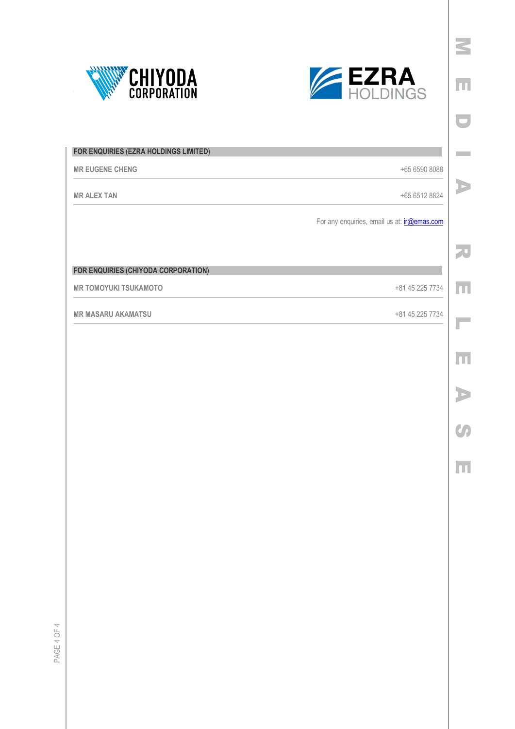**FOR ENQUIRIES (EZRA HOLDINGS LIMITED)**

| | |
|---|---|
| MR EUGENE CHENG | +65 6590 8088 |
| MR ALEX TAN | +65 6512 8824 |

For any enquiries, email us at: ir@emas.com

**FOR ENQUIRIES (CHIYODA CORPORATION)**

| | |
|---|---|
| MR TOMOYUKI TSUKAMOTO | +81 45 225 7734 |
| MR MASARU AKAMATSU | +81 45 225 7734 |